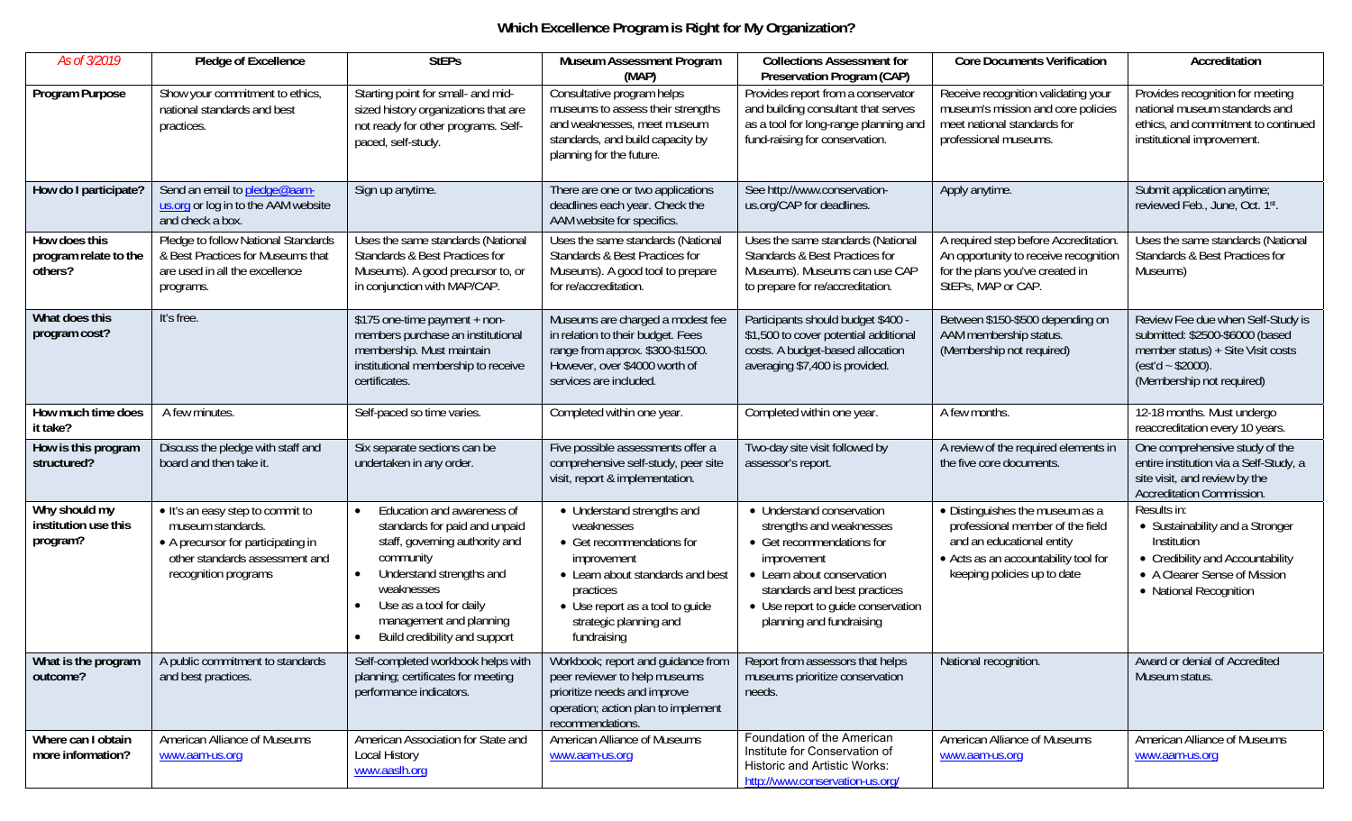# Which Excellence Program is Right for My Organization?

| *As of 3/2019* | Pledge of Excellence | StEPs | Museum Assessment Program (MAP) | Collections Assessment for Preservation Program (CAP) | Core Documents Verification | Accreditation |
|---|---|---|---|---|---|---|
| **Program Purpose** | Show your commitment to ethics, national standards and best practices. | Starting point for small- and mid-sized history organizations that are not ready for other programs. Self-paced, self-study. | Consultative program helps museums to assess their strengths and weaknesses, meet museum standards, and build capacity by planning for the future. | Provides report from a conservator and building consultant that serves as a tool for long-range planning and fund-raising for conservation. | Receive recognition validating your museum's mission and core policies meet national standards for professional museums. | Provides recognition for meeting national museum standards and ethics, and commitment to continued institutional improvement. |
| **How do I participate?** | Send an email to pledge@aam-us.org or log in to the AAM website and check a box. | Sign up anytime. | There are one or two applications deadlines each year. Check the AAM website for specifics. | See http://www.conservation-us.org/CAP for deadlines. | Apply anytime. | Submit application anytime; reviewed Feb., June, Oct. 1st. |
| **How does this program relate to the others?** | Pledge to follow National Standards & Best Practices for Museums that are used in all the excellence programs. | Uses the same standards (National Standards & Best Practices for Museums). A good precursor to, or in conjunction with MAP/CAP. | Uses the same standards (National Standards & Best Practices for Museums). A good tool to prepare for re/accreditation. | Uses the same standards (National Standards & Best Practices for Museums). Museums can use CAP to prepare for re/accreditation. | A required step before Accreditation. An opportunity to receive recognition for the plans you've created in StEPs, MAP or CAP. | Uses the same standards (National Standards & Best Practices for Museums) |
| **What does this program cost?** | It's free. | $175 one-time payment + non-members purchase an institutional membership. Must maintain institutional membership to receive certificates. | Museums are charged a modest fee in relation to their budget. Fees range from approx. $300-$1500. However, over $4000 worth of services are included. | Participants should budget $400 - $1,500 to cover potential additional costs. A budget-based allocation averaging $7,400 is provided. | Between $150-$500 depending on AAM membership status. (Membership not required) | Review Fee due when Self-Study is submitted: $2500-$6000 (based member status) + Site Visit costs (est'd ~ $2000). (Membership not required) |
| **How much time does it take?** | A few minutes. | Self-paced so time varies. | Completed within one year. | Completed within one year. | A few months. | 12-18 months. Must undergo reaccreditation every 10 years. |
| **How is this program structured?** | Discuss the pledge with staff and board and then take it. | Six separate sections can be undertaken in any order. | Five possible assessments offer a comprehensive self-study, peer site visit, report & implementation. | Two-day site visit followed by assessor's report. | A review of the required elements in the five core documents. | One comprehensive study of the entire institution via a Self-Study, a site visit, and review by the Accreditation Commission. |
| **Why should my institution use this program?** | • It's an easy step to commit to museum standards.<br>• A precursor for participating in other standards assessment and recognition programs | • Education and awareness of standards for paid and unpaid staff, governing authority and community<br>• Understand strengths and weaknesses<br>• Use as a tool for daily management and planning<br>• Build credibility and support | • Understand strengths and weaknesses<br>• Get recommendations for improvement<br>• Learn about standards and best practices<br>• Use report as a tool to guide strategic planning and fundraising | • Understand conservation strengths and weaknesses<br>• Get recommendations for improvement<br>• Learn about conservation standards and best practices<br>• Use report to guide conservation planning and fundraising | • Distinguishes the museum as a professional member of the field and an educational entity<br>• Acts as an accountability tool for keeping policies up to date | Results in:<br>• Sustainability and a Stronger Institution<br>• Credibility and Accountability<br>• A Clearer Sense of Mission<br>• National Recognition |
| **What is the program outcome?** | A public commitment to standards and best practices. | Self-completed workbook helps with planning; certificates for meeting performance indicators. | Workbook; report and guidance from peer reviewer to help museums prioritize needs and improve operation; action plan to implement recommendations. | Report from assessors that helps museums prioritize conservation needs. | National recognition. | Award or denial of Accredited Museum status. |
| **Where can I obtain more information?** | American Alliance of Museums www.aam-us.org | American Association for State and Local History www.aaslh.org | American Alliance of Museums www.aam-us.org | Foundation of the American Institute for Conservation of Historic and Artistic Works: http://www.conservation-us.org/ | American Alliance of Museums www.aam-us.org | American Alliance of Museums www.aam-us.org |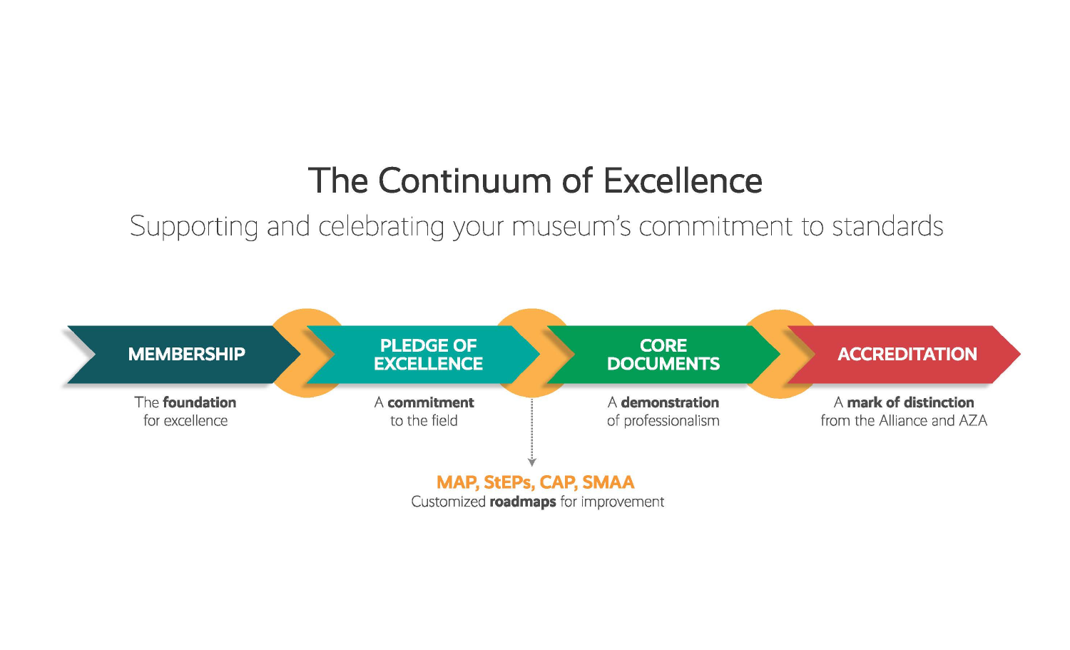# The Continuum of Excellence

Supporting and celebrating your museum's commitment to standards

**MEMBERSHIP**
The **foundation** for excellence

**PLEDGE OF EXCELLENCE**
A **commitment** to the field

**CORE DOCUMENTS**
A **demonstration** of professionalism

**ACCREDITATION**
A **mark of distinction** from the Alliance and AZA

**MAP, StEPs, CAP, SMAA**
Customized **roadmaps** for improvement